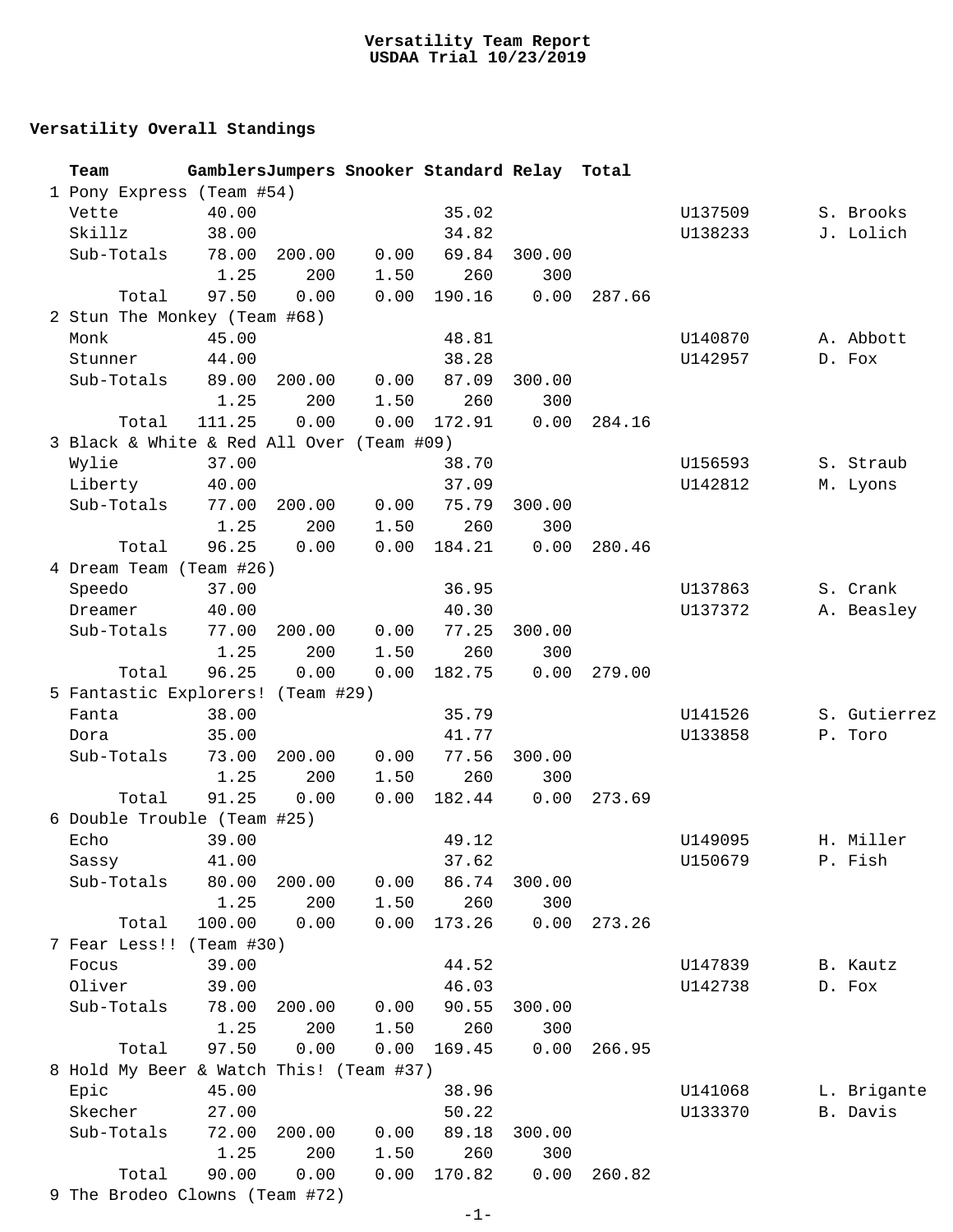# Versatility Team Report
## USDAA Trial 10/23/2019

### Versatility Overall Standings

| | Team | Gamblers | Jumpers | Snooker | Standard | Relay | Total | | |
|---|---|---|---|---|---|---|---|---|---|
| 1 | Pony Express (Team #54) | | | | | | | | |
| | Vette | 40.00 | | | 35.02 | | | U137509 | S. Brooks |
| | Skillz | 38.00 | | | 34.82 | | | U138233 | J. Lolich |
| | Sub-Totals | 78.00 | 200.00 | 0.00 | 69.84 | 300.00 | | | |
| | | 1.25 | 200 | 1.50 | 260 | 300 | | | |
| | Total | 97.50 | 0.00 | 0.00 | 190.16 | 0.00 | 287.66 | | |
| 2 | Stun The Monkey (Team #68) | | | | | | | | |
| | Monk | 45.00 | | | 48.81 | | | U140870 | A. Abbott |
| | Stunner | 44.00 | | | 38.28 | | | U142957 | D. Fox |
| | Sub-Totals | 89.00 | 200.00 | 0.00 | 87.09 | 300.00 | | | |
| | | 1.25 | 200 | 1.50 | 260 | 300 | | | |
| | Total | 111.25 | 0.00 | 0.00 | 172.91 | 0.00 | 284.16 | | |
| 3 | Black & White & Red All Over (Team #09) | | | | | | | | |
| | Wylie | 37.00 | | | 38.70 | | | U156593 | S. Straub |
| | Liberty | 40.00 | | | 37.09 | | | U142812 | M. Lyons |
| | Sub-Totals | 77.00 | 200.00 | 0.00 | 75.79 | 300.00 | | | |
| | | 1.25 | 200 | 1.50 | 260 | 300 | | | |
| | Total | 96.25 | 0.00 | 0.00 | 184.21 | 0.00 | 280.46 | | |
| 4 | Dream Team (Team #26) | | | | | | | | |
| | Speedo | 37.00 | | | 36.95 | | | U137863 | S. Crank |
| | Dreamer | 40.00 | | | 40.30 | | | U137372 | A. Beasley |
| | Sub-Totals | 77.00 | 200.00 | 0.00 | 77.25 | 300.00 | | | |
| | | 1.25 | 200 | 1.50 | 260 | 300 | | | |
| | Total | 96.25 | 0.00 | 0.00 | 182.75 | 0.00 | 279.00 | | |
| 5 | Fantastic Explorers! (Team #29) | | | | | | | | |
| | Fanta | 38.00 | | | 35.79 | | | U141526 | S. Gutierrez |
| | Dora | 35.00 | | | 41.77 | | | U133858 | P. Toro |
| | Sub-Totals | 73.00 | 200.00 | 0.00 | 77.56 | 300.00 | | | |
| | | 1.25 | 200 | 1.50 | 260 | 300 | | | |
| | Total | 91.25 | 0.00 | 0.00 | 182.44 | 0.00 | 273.69 | | |
| 6 | Double Trouble (Team #25) | | | | | | | | |
| | Echo | 39.00 | | | 49.12 | | | U149095 | H. Miller |
| | Sassy | 41.00 | | | 37.62 | | | U150679 | P. Fish |
| | Sub-Totals | 80.00 | 200.00 | 0.00 | 86.74 | 300.00 | | | |
| | | 1.25 | 200 | 1.50 | 260 | 300 | | | |
| | Total | 100.00 | 0.00 | 0.00 | 173.26 | 0.00 | 273.26 | | |
| 7 | Fear Less!! (Team #30) | | | | | | | | |
| | Focus | 39.00 | | | 44.52 | | | U147839 | B. Kautz |
| | Oliver | 39.00 | | | 46.03 | | | U142738 | D. Fox |
| | Sub-Totals | 78.00 | 200.00 | 0.00 | 90.55 | 300.00 | | | |
| | | 1.25 | 200 | 1.50 | 260 | 300 | | | |
| | Total | 97.50 | 0.00 | 0.00 | 169.45 | 0.00 | 266.95 | | |
| 8 | Hold My Beer & Watch This! (Team #37) | | | | | | | | |
| | Epic | 45.00 | | | 38.96 | | | U141068 | L. Brigante |
| | Skecher | 27.00 | | | 50.22 | | | U133370 | B. Davis |
| | Sub-Totals | 72.00 | 200.00 | 0.00 | 89.18 | 300.00 | | | |
| | | 1.25 | 200 | 1.50 | 260 | 300 | | | |
| | Total | 90.00 | 0.00 | 0.00 | 170.82 | 0.00 | 260.82 | | |
| 9 | The Brodeo Clowns (Team #72) | | | | | | | | |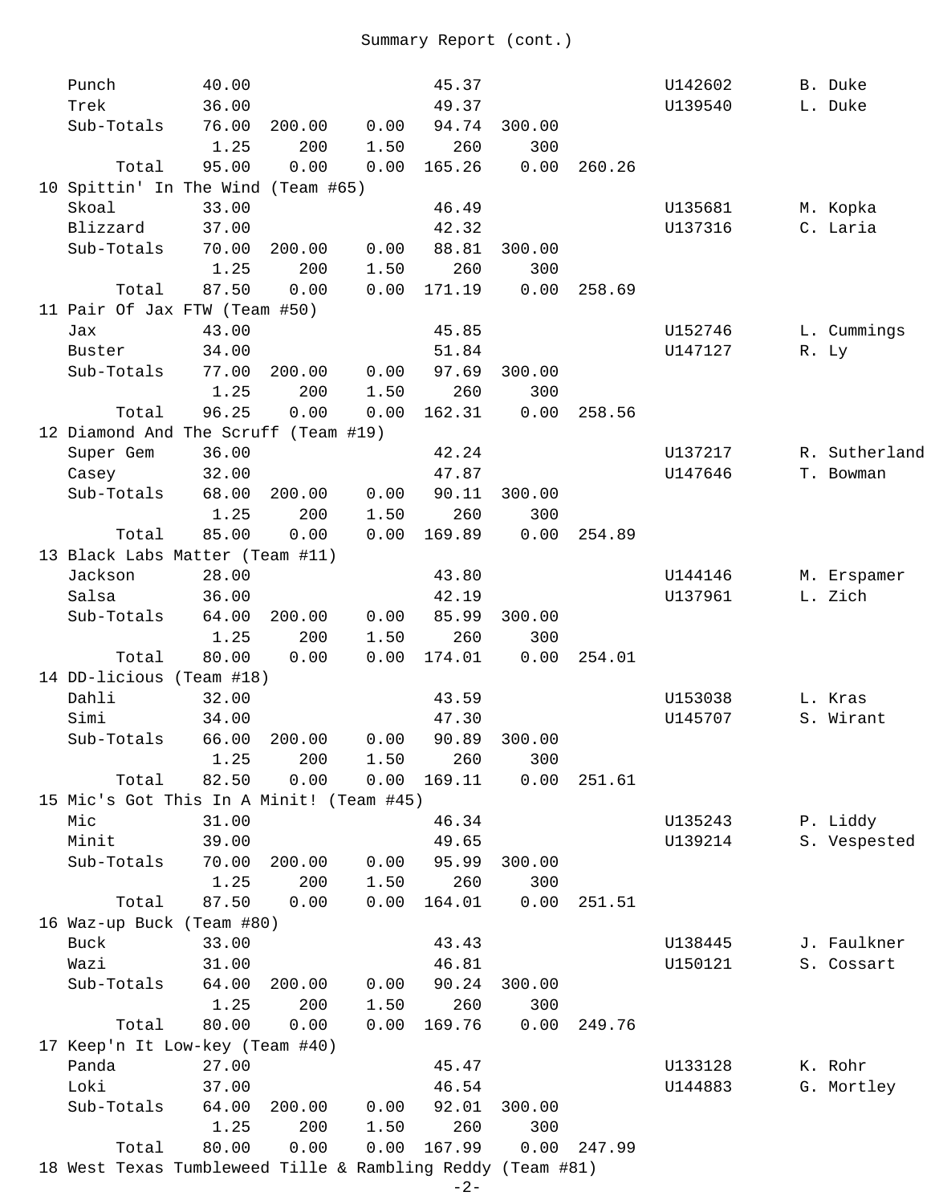Summary Report (cont.)

| Place / Team / Dog | | | | | | | Reg. No. | Handler |
|---|---|---|---|---|---|---|---|---|
| Punch | 40.00 | | | 45.37 | | | U142602 | B. Duke |
| Trek | 36.00 | | | 49.37 | | | U139540 | L. Duke |
| Sub-Totals | 76.00 | 200.00 | 0.00 | 94.74 | 300.00 | | | |
| | 1.25 | 200 | 1.50 | 260 | 300 | | | |
| Total | 95.00 | 0.00 | 0.00 | 165.26 | 0.00 | 260.26 | | |
| 10 Spittin' In The Wind (Team #65) | | | | | | | | |
| Skoal | 33.00 | | | 46.49 | | | U135681 | M. Kopka |
| Blizzard | 37.00 | | | 42.32 | | | U137316 | C. Laria |
| Sub-Totals | 70.00 | 200.00 | 0.00 | 88.81 | 300.00 | | | |
| | 1.25 | 200 | 1.50 | 260 | 300 | | | |
| Total | 87.50 | 0.00 | 0.00 | 171.19 | 0.00 | 258.69 | | |
| 11 Pair Of Jax FTW (Team #50) | | | | | | | | |
| Jax | 43.00 | | | 45.85 | | | U152746 | L. Cummings |
| Buster | 34.00 | | | 51.84 | | | U147127 | R. Ly |
| Sub-Totals | 77.00 | 200.00 | 0.00 | 97.69 | 300.00 | | | |
| | 1.25 | 200 | 1.50 | 260 | 300 | | | |
| Total | 96.25 | 0.00 | 0.00 | 162.31 | 0.00 | 258.56 | | |
| 12 Diamond And The Scruff (Team #19) | | | | | | | | |
| Super Gem | 36.00 | | | 42.24 | | | U137217 | R. Sutherland |
| Casey | 32.00 | | | 47.87 | | | U147646 | T. Bowman |
| Sub-Totals | 68.00 | 200.00 | 0.00 | 90.11 | 300.00 | | | |
| | 1.25 | 200 | 1.50 | 260 | 300 | | | |
| Total | 85.00 | 0.00 | 0.00 | 169.89 | 0.00 | 254.89 | | |
| 13 Black Labs Matter (Team #11) | | | | | | | | |
| Jackson | 28.00 | | | 43.80 | | | U144146 | M. Erspamer |
| Salsa | 36.00 | | | 42.19 | | | U137961 | L. Zich |
| Sub-Totals | 64.00 | 200.00 | 0.00 | 85.99 | 300.00 | | | |
| | 1.25 | 200 | 1.50 | 260 | 300 | | | |
| Total | 80.00 | 0.00 | 0.00 | 174.01 | 0.00 | 254.01 | | |
| 14 DD-licious (Team #18) | | | | | | | | |
| Dahli | 32.00 | | | 43.59 | | | U153038 | L. Kras |
| Simi | 34.00 | | | 47.30 | | | U145707 | S. Wirant |
| Sub-Totals | 66.00 | 200.00 | 0.00 | 90.89 | 300.00 | | | |
| | 1.25 | 200 | 1.50 | 260 | 300 | | | |
| Total | 82.50 | 0.00 | 0.00 | 169.11 | 0.00 | 251.61 | | |
| 15 Mic's Got This In A Minit! (Team #45) | | | | | | | | |
| Mic | 31.00 | | | 46.34 | | | U135243 | P. Liddy |
| Minit | 39.00 | | | 49.65 | | | U139214 | S. Vespested |
| Sub-Totals | 70.00 | 200.00 | 0.00 | 95.99 | 300.00 | | | |
| | 1.25 | 200 | 1.50 | 260 | 300 | | | |
| Total | 87.50 | 0.00 | 0.00 | 164.01 | 0.00 | 251.51 | | |
| 16 Waz-up Buck (Team #80) | | | | | | | | |
| Buck | 33.00 | | | 43.43 | | | U138445 | J. Faulkner |
| Wazi | 31.00 | | | 46.81 | | | U150121 | S. Cossart |
| Sub-Totals | 64.00 | 200.00 | 0.00 | 90.24 | 300.00 | | | |
| | 1.25 | 200 | 1.50 | 260 | 300 | | | |
| Total | 80.00 | 0.00 | 0.00 | 169.76 | 0.00 | 249.76 | | |
| 17 Keep'n It Low-key (Team #40) | | | | | | | | |
| Panda | 27.00 | | | 45.47 | | | U133128 | K. Rohr |
| Loki | 37.00 | | | 46.54 | | | U144883 | G. Mortley |
| Sub-Totals | 64.00 | 200.00 | 0.00 | 92.01 | 300.00 | | | |
| | 1.25 | 200 | 1.50 | 260 | 300 | | | |
| Total | 80.00 | 0.00 | 0.00 | 167.99 | 0.00 | 247.99 | | |
| 18 West Texas Tumbleweed Tille & Rambling Reddy (Team #81) | | | | | | | | |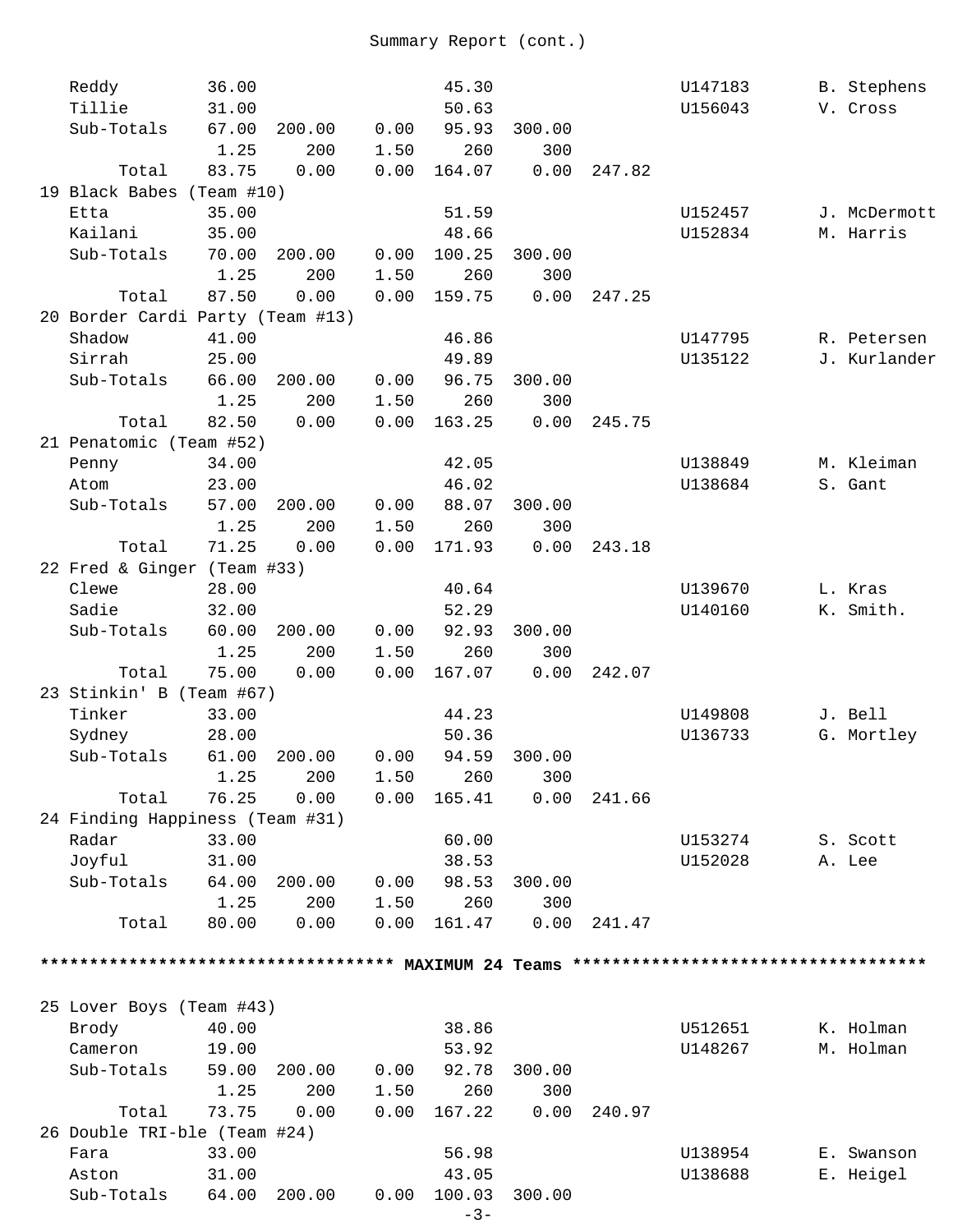Summary Report (cont.)

```
   Reddy         36.00                  45.30                    U147183      B. Stephens
   Tillie        31.00                  50.63                    U156043      V. Cross
   Sub-Totals    67.00  200.00    0.00  95.93  300.00
                  1.25     200    1.50    260     300
        Total    83.75    0.00    0.00 164.07    0.00  247.82
19 Black Babes (Team #10)
   Etta          35.00                  51.59                    U152457      J. McDermott
   Kailani       35.00                  48.66                    U152834      M. Harris
   Sub-Totals    70.00  200.00    0.00 100.25  300.00
                  1.25     200    1.50    260     300
        Total    87.50    0.00    0.00 159.75    0.00  247.25
20 Border Cardi Party (Team #13)
   Shadow        41.00                  46.86                    U147795      R. Petersen
   Sirrah        25.00                  49.89                    U135122      J. Kurlander
   Sub-Totals    66.00  200.00    0.00  96.75  300.00
                  1.25     200    1.50    260     300
        Total    82.50    0.00    0.00 163.25    0.00  245.75
21 Penatomic (Team #52)
   Penny         34.00                  42.05                    U138849      M. Kleiman
   Atom          23.00                  46.02                    U138684      S. Gant
   Sub-Totals    57.00  200.00    0.00  88.07  300.00
                  1.25     200    1.50    260     300
        Total    71.25    0.00    0.00 171.93    0.00  243.18
22 Fred & Ginger (Team #33)
   Clewe         28.00                  40.64                    U139670      L. Kras
   Sadie         32.00                  52.29                    U140160      K. Smith.
   Sub-Totals    60.00  200.00    0.00  92.93  300.00
                  1.25     200    1.50    260     300
        Total    75.00    0.00    0.00 167.07    0.00  242.07
23 Stinkin' B (Team #67)
   Tinker        33.00                  44.23                    U149808      J. Bell
   Sydney        28.00                  50.36                    U136733      G. Mortley
   Sub-Totals    61.00  200.00    0.00  94.59  300.00
                  1.25     200    1.50    260     300
        Total    76.25    0.00    0.00 165.41    0.00  241.66
24 Finding Happiness (Team #31)
   Radar         33.00                  60.00                    U153274      S. Scott
   Joyful        31.00                  38.53                    U152028      A. Lee
   Sub-Totals    64.00  200.00    0.00  98.53  300.00
                  1.25     200    1.50    260     300
        Total    80.00    0.00    0.00 161.47    0.00  241.47

*********************************** MAXIMUM 24 Teams ***********************************

25 Lover Boys (Team #43)
   Brody         40.00                  38.86                    U512651      K. Holman
   Cameron       19.00                  53.92                    U148267      M. Holman
   Sub-Totals    59.00  200.00    0.00  92.78  300.00
                  1.25     200    1.50    260     300
        Total    73.75    0.00    0.00 167.22    0.00  240.97
26 Double TRI-ble (Team #24)
   Fara          33.00                  56.98                    U138954      E. Swanson
   Aston         31.00                  43.05                    U138688      E. Heigel
   Sub-Totals    64.00  200.00    0.00 100.03  300.00
```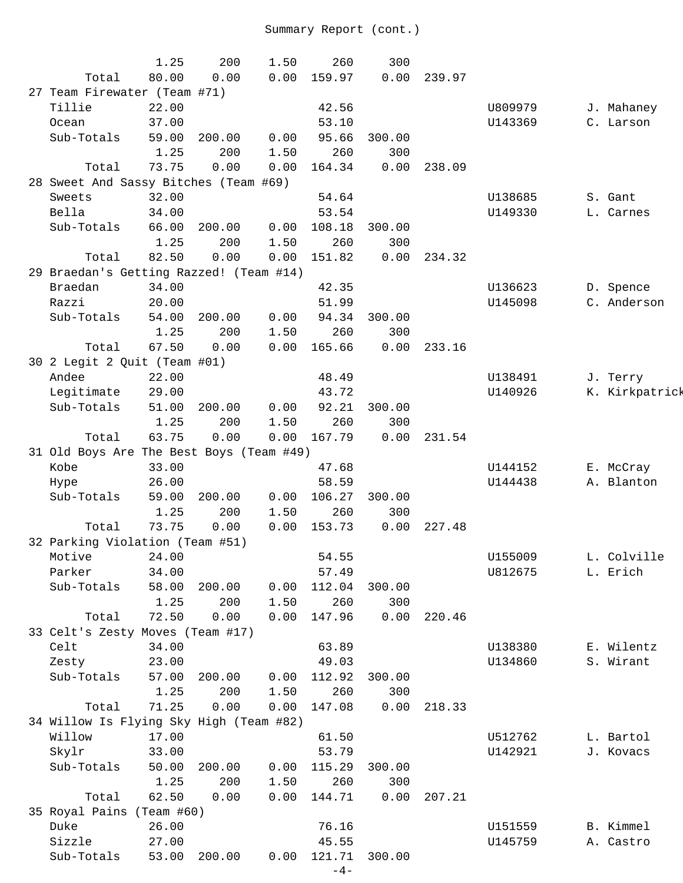## Summary Report (cont.)

| | | | | | | | | |
|---|---|---|---|---|---|---|---|---|
| | 1.25 | 200 | 1.50 | 260 | 300 | | | |
| Total | 80.00 | 0.00 | 0.00 | 159.97 | 0.00 | 239.97 | | |
| **27 Team Firewater (Team #71)** | | | | | | | | |
| Tillie | 22.00 | | | 42.56 | | | U809979 | J. Mahaney |
| Ocean | 37.00 | | | 53.10 | | | U143369 | C. Larson |
| Sub-Totals | 59.00 | 200.00 | 0.00 | 95.66 | 300.00 | | | |
| | 1.25 | 200 | 1.50 | 260 | 300 | | | |
| Total | 73.75 | 0.00 | 0.00 | 164.34 | 0.00 | 238.09 | | |
| **28 Sweet And Sassy Bitches (Team #69)** | | | | | | | | |
| Sweets | 32.00 | | | 54.64 | | | U138685 | S. Gant |
| Bella | 34.00 | | | 53.54 | | | U149330 | L. Carnes |
| Sub-Totals | 66.00 | 200.00 | 0.00 | 108.18 | 300.00 | | | |
| | 1.25 | 200 | 1.50 | 260 | 300 | | | |
| Total | 82.50 | 0.00 | 0.00 | 151.82 | 0.00 | 234.32 | | |
| **29 Braedan's Getting Razzed! (Team #14)** | | | | | | | | |
| Braedan | 34.00 | | | 42.35 | | | U136623 | D. Spence |
| Razzi | 20.00 | | | 51.99 | | | U145098 | C. Anderson |
| Sub-Totals | 54.00 | 200.00 | 0.00 | 94.34 | 300.00 | | | |
| | 1.25 | 200 | 1.50 | 260 | 300 | | | |
| Total | 67.50 | 0.00 | 0.00 | 165.66 | 0.00 | 233.16 | | |
| **30 2 Legit 2 Quit (Team #01)** | | | | | | | | |
| Andee | 22.00 | | | 48.49 | | | U138491 | J. Terry |
| Legitimate | 29.00 | | | 43.72 | | | U140926 | K. Kirkpatrick |
| Sub-Totals | 51.00 | 200.00 | 0.00 | 92.21 | 300.00 | | | |
| | 1.25 | 200 | 1.50 | 260 | 300 | | | |
| Total | 63.75 | 0.00 | 0.00 | 167.79 | 0.00 | 231.54 | | |
| **31 Old Boys Are The Best Boys (Team #49)** | | | | | | | | |
| Kobe | 33.00 | | | 47.68 | | | U144152 | E. McCray |
| Hype | 26.00 | | | 58.59 | | | U144438 | A. Blanton |
| Sub-Totals | 59.00 | 200.00 | 0.00 | 106.27 | 300.00 | | | |
| | 1.25 | 200 | 1.50 | 260 | 300 | | | |
| Total | 73.75 | 0.00 | 0.00 | 153.73 | 0.00 | 227.48 | | |
| **32 Parking Violation (Team #51)** | | | | | | | | |
| Motive | 24.00 | | | 54.55 | | | U155009 | L. Colville |
| Parker | 34.00 | | | 57.49 | | | U812675 | L. Erich |
| Sub-Totals | 58.00 | 200.00 | 0.00 | 112.04 | 300.00 | | | |
| | 1.25 | 200 | 1.50 | 260 | 300 | | | |
| Total | 72.50 | 0.00 | 0.00 | 147.96 | 0.00 | 220.46 | | |
| **33 Celt's Zesty Moves (Team #17)** | | | | | | | | |
| Celt | 34.00 | | | 63.89 | | | U138380 | E. Wilentz |
| Zesty | 23.00 | | | 49.03 | | | U134860 | S. Wirant |
| Sub-Totals | 57.00 | 200.00 | 0.00 | 112.92 | 300.00 | | | |
| | 1.25 | 200 | 1.50 | 260 | 300 | | | |
| Total | 71.25 | 0.00 | 0.00 | 147.08 | 0.00 | 218.33 | | |
| **34 Willow Is Flying Sky High (Team #82)** | | | | | | | | |
| Willow | 17.00 | | | 61.50 | | | U512762 | L. Bartol |
| Skylr | 33.00 | | | 53.79 | | | U142921 | J. Kovacs |
| Sub-Totals | 50.00 | 200.00 | 0.00 | 115.29 | 300.00 | | | |
| | 1.25 | 200 | 1.50 | 260 | 300 | | | |
| Total | 62.50 | 0.00 | 0.00 | 144.71 | 0.00 | 207.21 | | |
| **35 Royal Pains (Team #60)** | | | | | | | | |
| Duke | 26.00 | | | 76.16 | | | U151559 | B. Kimmel |
| Sizzle | 27.00 | | | 45.55 | | | U145759 | A. Castro |
| Sub-Totals | 53.00 | 200.00 | 0.00 | 121.71 | 300.00 | | | |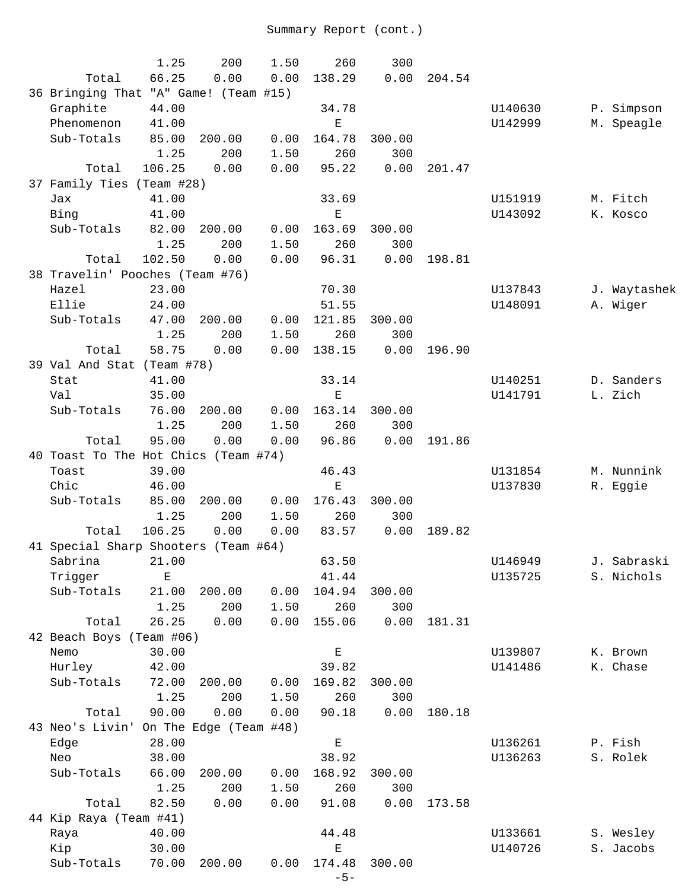Summary Report (cont.)

| | | | | | | | | |
|---|---|---|---|---|---|---|---|---|
| | 1.25 | 200 | 1.50 | 260 | 300 | | | |
| Total | 66.25 | 0.00 | 0.00 | 138.29 | 0.00 | 204.54 | | |
| **36 Bringing That "A" Game! (Team #15)** | | | | | | | | |
| Graphite | 44.00 | | | 34.78 | | | U140630 | P. Simpson |
| Phenomenon | 41.00 | | | E | | | U142999 | M. Speagle |
| Sub-Totals | 85.00 | 200.00 | 0.00 | 164.78 | 300.00 | | | |
| | 1.25 | 200 | 1.50 | 260 | 300 | | | |
| Total | 106.25 | 0.00 | 0.00 | 95.22 | 0.00 | 201.47 | | |
| **37 Family Ties (Team #28)** | | | | | | | | |
| Jax | 41.00 | | | 33.69 | | | U151919 | M. Fitch |
| Bing | 41.00 | | | E | | | U143092 | K. Kosco |
| Sub-Totals | 82.00 | 200.00 | 0.00 | 163.69 | 300.00 | | | |
| | 1.25 | 200 | 1.50 | 260 | 300 | | | |
| Total | 102.50 | 0.00 | 0.00 | 96.31 | 0.00 | 198.81 | | |
| **38 Travelin' Pooches (Team #76)** | | | | | | | | |
| Hazel | 23.00 | | | 70.30 | | | U137843 | J. Waytashek |
| Ellie | 24.00 | | | 51.55 | | | U148091 | A. Wiger |
| Sub-Totals | 47.00 | 200.00 | 0.00 | 121.85 | 300.00 | | | |
| | 1.25 | 200 | 1.50 | 260 | 300 | | | |
| Total | 58.75 | 0.00 | 0.00 | 138.15 | 0.00 | 196.90 | | |
| **39 Val And Stat (Team #78)** | | | | | | | | |
| Stat | 41.00 | | | 33.14 | | | U140251 | D. Sanders |
| Val | 35.00 | | | E | | | U141791 | L. Zich |
| Sub-Totals | 76.00 | 200.00 | 0.00 | 163.14 | 300.00 | | | |
| | 1.25 | 200 | 1.50 | 260 | 300 | | | |
| Total | 95.00 | 0.00 | 0.00 | 96.86 | 0.00 | 191.86 | | |
| **40 Toast To The Hot Chics (Team #74)** | | | | | | | | |
| Toast | 39.00 | | | 46.43 | | | U131854 | M. Nunnink |
| Chic | 46.00 | | | E | | | U137830 | R. Eggie |
| Sub-Totals | 85.00 | 200.00 | 0.00 | 176.43 | 300.00 | | | |
| | 1.25 | 200 | 1.50 | 260 | 300 | | | |
| Total | 106.25 | 0.00 | 0.00 | 83.57 | 0.00 | 189.82 | | |
| **41 Special Sharp Shooters (Team #64)** | | | | | | | | |
| Sabrina | 21.00 | | | 63.50 | | | U146949 | J. Sabraski |
| Trigger | E | | | 41.44 | | | U135725 | S. Nichols |
| Sub-Totals | 21.00 | 200.00 | 0.00 | 104.94 | 300.00 | | | |
| | 1.25 | 200 | 1.50 | 260 | 300 | | | |
| Total | 26.25 | 0.00 | 0.00 | 155.06 | 0.00 | 181.31 | | |
| **42 Beach Boys (Team #06)** | | | | | | | | |
| Nemo | 30.00 | | | E | | | U139807 | K. Brown |
| Hurley | 42.00 | | | 39.82 | | | U141486 | K. Chase |
| Sub-Totals | 72.00 | 200.00 | 0.00 | 169.82 | 300.00 | | | |
| | 1.25 | 200 | 1.50 | 260 | 300 | | | |
| Total | 90.00 | 0.00 | 0.00 | 90.18 | 0.00 | 180.18 | | |
| **43 Neo's Livin' On The Edge (Team #48)** | | | | | | | | |
| Edge | 28.00 | | | E | | | U136261 | P. Fish |
| Neo | 38.00 | | | 38.92 | | | U136263 | S. Rolek |
| Sub-Totals | 66.00 | 200.00 | 0.00 | 168.92 | 300.00 | | | |
| | 1.25 | 200 | 1.50 | 260 | 300 | | | |
| Total | 82.50 | 0.00 | 0.00 | 91.08 | 0.00 | 173.58 | | |
| **44 Kip Raya (Team #41)** | | | | | | | | |
| Raya | 40.00 | | | 44.48 | | | U133661 | S. Wesley |
| Kip | 30.00 | | | E | | | U140726 | S. Jacobs |
| Sub-Totals | 70.00 | 200.00 | 0.00 | 174.48 | 300.00 | | | |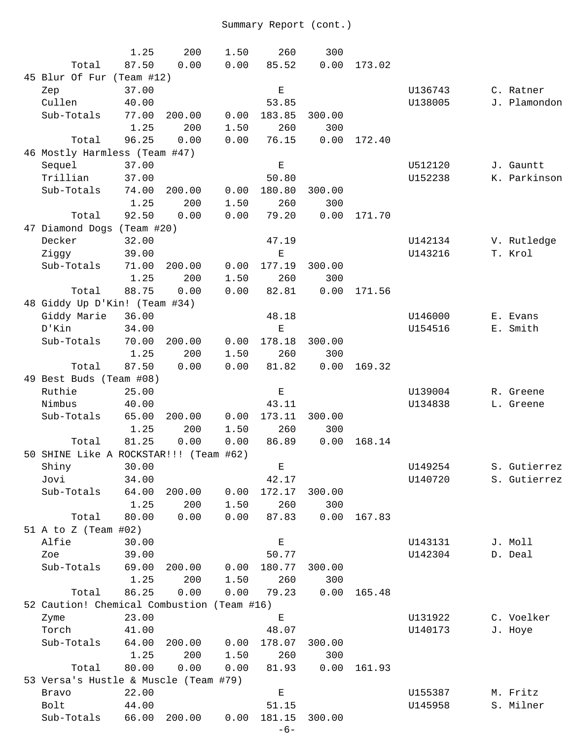Summary Report (cont.)

| Place / Team / Dog | Col 1 | Col 2 | Col 3 | Col 4 | Col 5 | Score | Reg. # | Handler |
|---|---|---|---|---|---|---|---|---|
| | 1.25 | 200 | 1.50 | 260 | 300 | | | |
| Total | 87.50 | 0.00 | 0.00 | 85.52 | 0.00 | 173.02 | | |
| **45 Blur Of Fur (Team #12)** | | | | | | | | |
| Zep | 37.00 | | | E | | | U136743 | C. Ratner |
| Cullen | 40.00 | | | 53.85 | | | U138005 | J. Plamondon |
| Sub-Totals | 77.00 | 200.00 | 0.00 | 183.85 | 300.00 | | | |
| | 1.25 | 200 | 1.50 | 260 | 300 | | | |
| Total | 96.25 | 0.00 | 0.00 | 76.15 | 0.00 | 172.40 | | |
| **46 Mostly Harmless (Team #47)** | | | | | | | | |
| Sequel | 37.00 | | | E | | | U512120 | J. Gauntt |
| Trillian | 37.00 | | | 50.80 | | | U152238 | K. Parkinson |
| Sub-Totals | 74.00 | 200.00 | 0.00 | 180.80 | 300.00 | | | |
| | 1.25 | 200 | 1.50 | 260 | 300 | | | |
| Total | 92.50 | 0.00 | 0.00 | 79.20 | 0.00 | 171.70 | | |
| **47 Diamond Dogs (Team #20)** | | | | | | | | |
| Decker | 32.00 | | | 47.19 | | | U142134 | V. Rutledge |
| Ziggy | 39.00 | | | E | | | U143216 | T. Krol |
| Sub-Totals | 71.00 | 200.00 | 0.00 | 177.19 | 300.00 | | | |
| | 1.25 | 200 | 1.50 | 260 | 300 | | | |
| Total | 88.75 | 0.00 | 0.00 | 82.81 | 0.00 | 171.56 | | |
| **48 Giddy Up D'Kin! (Team #34)** | | | | | | | | |
| Giddy Marie | 36.00 | | | 48.18 | | | U146000 | E. Evans |
| D'Kin | 34.00 | | | E | | | U154516 | E. Smith |
| Sub-Totals | 70.00 | 200.00 | 0.00 | 178.18 | 300.00 | | | |
| | 1.25 | 200 | 1.50 | 260 | 300 | | | |
| Total | 87.50 | 0.00 | 0.00 | 81.82 | 0.00 | 169.32 | | |
| **49 Best Buds (Team #08)** | | | | | | | | |
| Ruthie | 25.00 | | | E | | | U139004 | R. Greene |
| Nimbus | 40.00 | | | 43.11 | | | U134838 | L. Greene |
| Sub-Totals | 65.00 | 200.00 | 0.00 | 173.11 | 300.00 | | | |
| | 1.25 | 200 | 1.50 | 260 | 300 | | | |
| Total | 81.25 | 0.00 | 0.00 | 86.89 | 0.00 | 168.14 | | |
| **50 SHINE Like A ROCKSTAR!!! (Team #62)** | | | | | | | | |
| Shiny | 30.00 | | | E | | | U149254 | S. Gutierrez |
| Jovi | 34.00 | | | 42.17 | | | U140720 | S. Gutierrez |
| Sub-Totals | 64.00 | 200.00 | 0.00 | 172.17 | 300.00 | | | |
| | 1.25 | 200 | 1.50 | 260 | 300 | | | |
| Total | 80.00 | 0.00 | 0.00 | 87.83 | 0.00 | 167.83 | | |
| **51 A to Z (Team #02)** | | | | | | | | |
| Alfie | 30.00 | | | E | | | U143131 | J. Moll |
| Zoe | 39.00 | | | 50.77 | | | U142304 | D. Deal |
| Sub-Totals | 69.00 | 200.00 | 0.00 | 180.77 | 300.00 | | | |
| | 1.25 | 200 | 1.50 | 260 | 300 | | | |
| Total | 86.25 | 0.00 | 0.00 | 79.23 | 0.00 | 165.48 | | |
| **52 Caution! Chemical Combustion (Team #16)** | | | | | | | | |
| Zyme | 23.00 | | | E | | | U131922 | C. Voelker |
| Torch | 41.00 | | | 48.07 | | | U140173 | J. Hoye |
| Sub-Totals | 64.00 | 200.00 | 0.00 | 178.07 | 300.00 | | | |
| | 1.25 | 200 | 1.50 | 260 | 300 | | | |
| Total | 80.00 | 0.00 | 0.00 | 81.93 | 0.00 | 161.93 | | |
| **53 Versa's Hustle & Muscle (Team #79)** | | | | | | | | |
| Bravo | 22.00 | | | E | | | U155387 | M. Fritz |
| Bolt | 44.00 | | | 51.15 | | | U145958 | S. Milner |
| Sub-Totals | 66.00 | 200.00 | 0.00 | 181.15 | 300.00 | | | |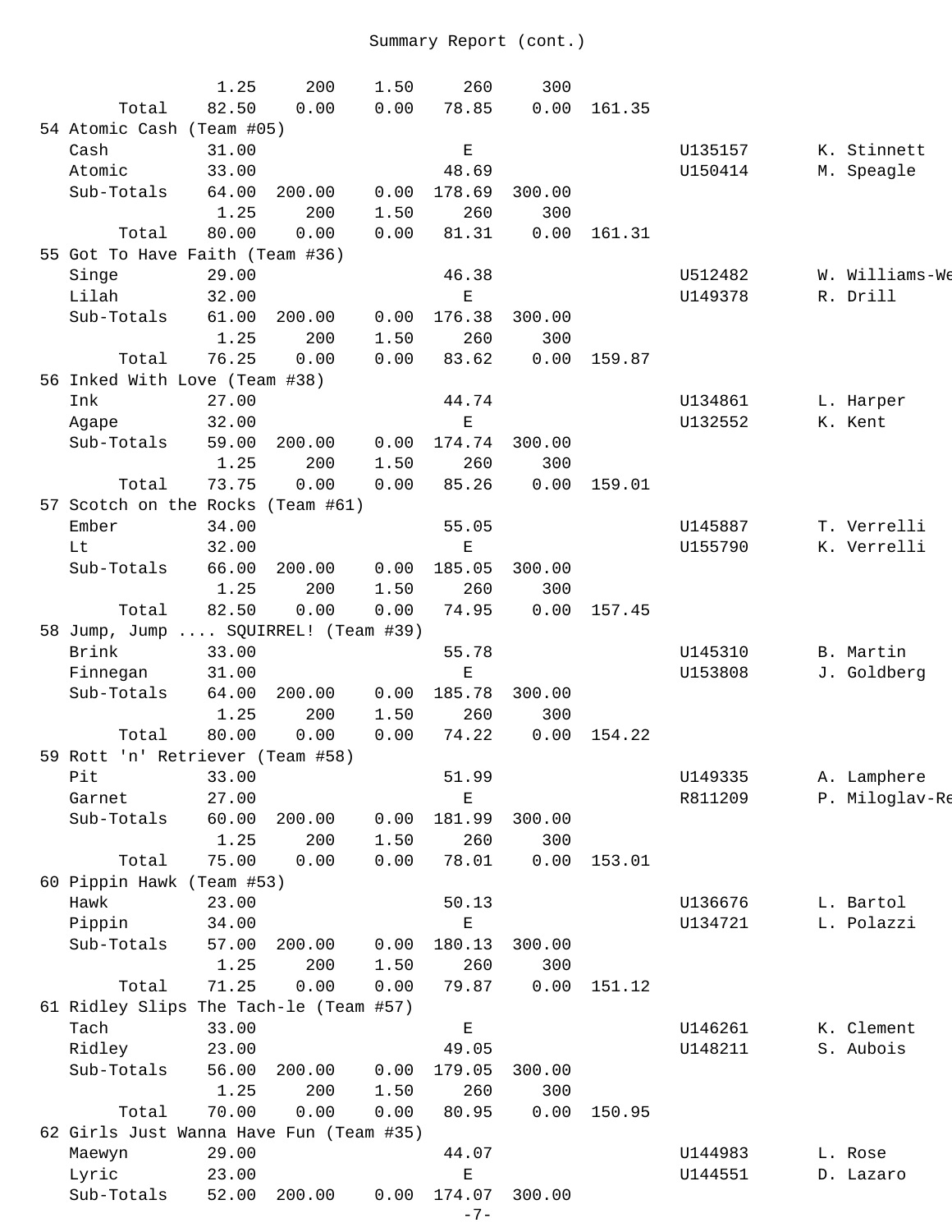Summary Report (cont.)

| Place / Team / Dog | Col 1 | Col 2 | Col 3 | Col 4 | Col 5 | Total | Reg # | Handler |
|---|---|---|---|---|---|---|---|---|
| | 1.25 | 200 | 1.50 | 260 | 300 | | | |
| Total | 82.50 | 0.00 | 0.00 | 78.85 | 0.00 | 161.35 | | |
| **54 Atomic Cash (Team #05)** | | | | | | | | |
| Cash | 31.00 | | | E | | | U135157 | K. Stinnett |
| Atomic | 33.00 | | | 48.69 | | | U150414 | M. Speagle |
| Sub-Totals | 64.00 | 200.00 | 0.00 | 178.69 | 300.00 | | | |
| | 1.25 | 200 | 1.50 | 260 | 300 | | | |
| Total | 80.00 | 0.00 | 0.00 | 81.31 | 0.00 | 161.31 | | |
| **55 Got To Have Faith (Team #36)** | | | | | | | | |
| Singe | 29.00 | | | 46.38 | | | U512482 | W. Williams-We |
| Lilah | 32.00 | | | E | | | U149378 | R. Drill |
| Sub-Totals | 61.00 | 200.00 | 0.00 | 176.38 | 300.00 | | | |
| | 1.25 | 200 | 1.50 | 260 | 300 | | | |
| Total | 76.25 | 0.00 | 0.00 | 83.62 | 0.00 | 159.87 | | |
| **56 Inked With Love (Team #38)** | | | | | | | | |
| Ink | 27.00 | | | 44.74 | | | U134861 | L. Harper |
| Agape | 32.00 | | | E | | | U132552 | K. Kent |
| Sub-Totals | 59.00 | 200.00 | 0.00 | 174.74 | 300.00 | | | |
| | 1.25 | 200 | 1.50 | 260 | 300 | | | |
| Total | 73.75 | 0.00 | 0.00 | 85.26 | 0.00 | 159.01 | | |
| **57 Scotch on the Rocks (Team #61)** | | | | | | | | |
| Ember | 34.00 | | | 55.05 | | | U145887 | T. Verrelli |
| Lt | 32.00 | | | E | | | U155790 | K. Verrelli |
| Sub-Totals | 66.00 | 200.00 | 0.00 | 185.05 | 300.00 | | | |
| | 1.25 | 200 | 1.50 | 260 | 300 | | | |
| Total | 82.50 | 0.00 | 0.00 | 74.95 | 0.00 | 157.45 | | |
| **58 Jump, Jump .... SQUIRREL! (Team #39)** | | | | | | | | |
| Brink | 33.00 | | | 55.78 | | | U145310 | B. Martin |
| Finnegan | 31.00 | | | E | | | U153808 | J. Goldberg |
| Sub-Totals | 64.00 | 200.00 | 0.00 | 185.78 | 300.00 | | | |
| | 1.25 | 200 | 1.50 | 260 | 300 | | | |
| Total | 80.00 | 0.00 | 0.00 | 74.22 | 0.00 | 154.22 | | |
| **59 Rott 'n' Retriever (Team #58)** | | | | | | | | |
| Pit | 33.00 | | | 51.99 | | | U149335 | A. Lamphere |
| Garnet | 27.00 | | | E | | | R811209 | P. Miloglav-Re |
| Sub-Totals | 60.00 | 200.00 | 0.00 | 181.99 | 300.00 | | | |
| | 1.25 | 200 | 1.50 | 260 | 300 | | | |
| Total | 75.00 | 0.00 | 0.00 | 78.01 | 0.00 | 153.01 | | |
| **60 Pippin Hawk (Team #53)** | | | | | | | | |
| Hawk | 23.00 | | | 50.13 | | | U136676 | L. Bartol |
| Pippin | 34.00 | | | E | | | U134721 | L. Polazzi |
| Sub-Totals | 57.00 | 200.00 | 0.00 | 180.13 | 300.00 | | | |
| | 1.25 | 200 | 1.50 | 260 | 300 | | | |
| Total | 71.25 | 0.00 | 0.00 | 79.87 | 0.00 | 151.12 | | |
| **61 Ridley Slips The Tach-le (Team #57)** | | | | | | | | |
| Tach | 33.00 | | | E | | | U146261 | K. Clement |
| Ridley | 23.00 | | | 49.05 | | | U148211 | S. Aubois |
| Sub-Totals | 56.00 | 200.00 | 0.00 | 179.05 | 300.00 | | | |
| | 1.25 | 200 | 1.50 | 260 | 300 | | | |
| Total | 70.00 | 0.00 | 0.00 | 80.95 | 0.00 | 150.95 | | |
| **62 Girls Just Wanna Have Fun (Team #35)** | | | | | | | | |
| Maewyn | 29.00 | | | 44.07 | | | U144983 | L. Rose |
| Lyric | 23.00 | | | E | | | U144551 | D. Lazaro |
| Sub-Totals | 52.00 | 200.00 | 0.00 | 174.07 | 300.00 | | | |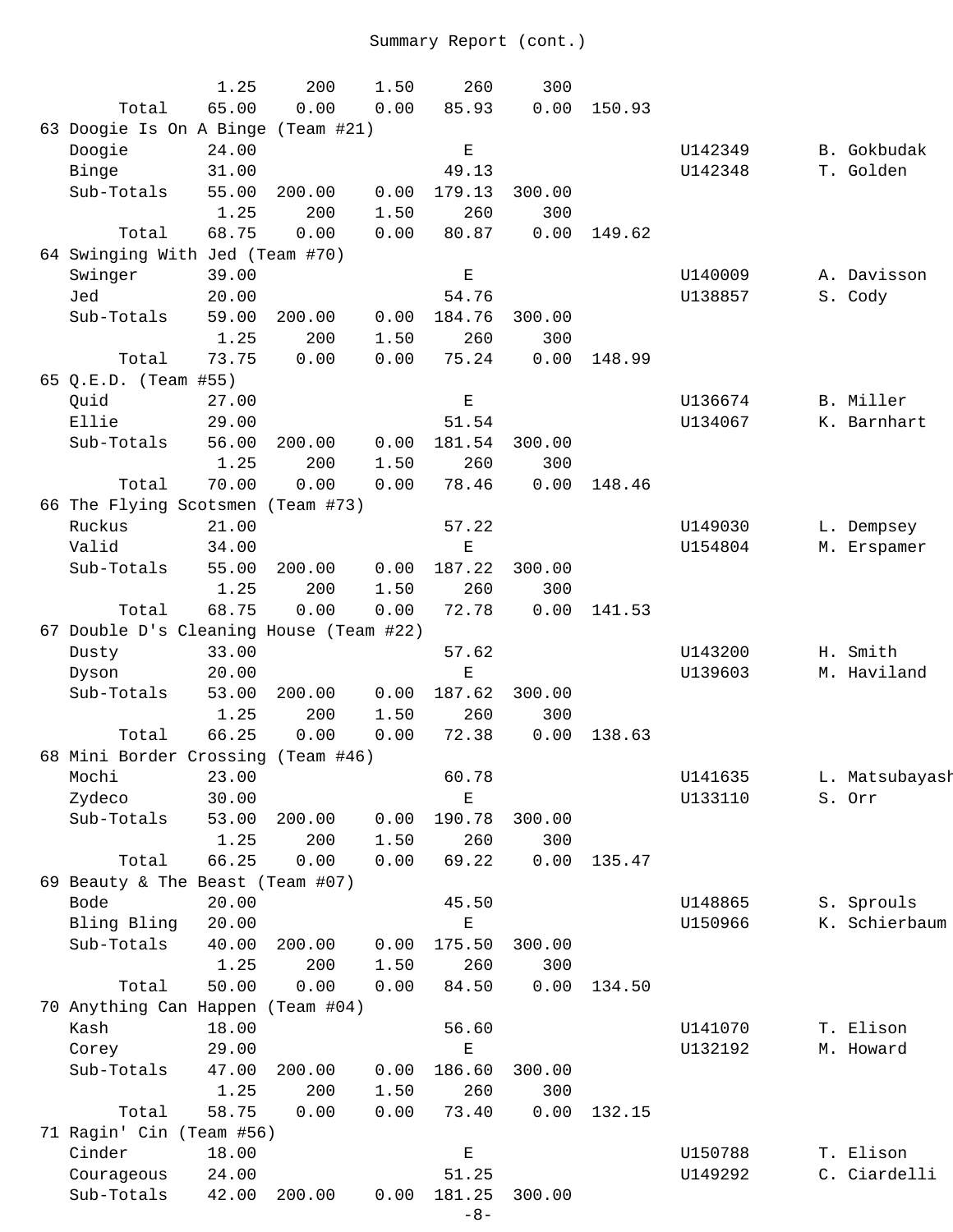Summary Report (cont.)

| | | | | | | | | |
|---|---|---|---|---|---|---|---|---|
| | 1.25 | 200 | 1.50 | 260 | 300 | | | |
| Total | 65.00 | 0.00 | 0.00 | 85.93 | 0.00 | 150.93 | | |
| 63 Doogie Is On A Binge (Team #21) | | | | | | | | |
| Doogie | 24.00 | | | E | | | U142349 | B. Gokbudak |
| Binge | 31.00 | | | 49.13 | | | U142348 | T. Golden |
| Sub-Totals | 55.00 | 200.00 | 0.00 | 179.13 | 300.00 | | | |
| | 1.25 | 200 | 1.50 | 260 | 300 | | | |
| Total | 68.75 | 0.00 | 0.00 | 80.87 | 0.00 | 149.62 | | |
| 64 Swinging With Jed (Team #70) | | | | | | | | |
| Swinger | 39.00 | | | E | | | U140009 | A. Davisson |
| Jed | 20.00 | | | 54.76 | | | U138857 | S. Cody |
| Sub-Totals | 59.00 | 200.00 | 0.00 | 184.76 | 300.00 | | | |
| | 1.25 | 200 | 1.50 | 260 | 300 | | | |
| Total | 73.75 | 0.00 | 0.00 | 75.24 | 0.00 | 148.99 | | |
| 65 Q.E.D. (Team #55) | | | | | | | | |
| Quid | 27.00 | | | E | | | U136674 | B. Miller |
| Ellie | 29.00 | | | 51.54 | | | U134067 | K. Barnhart |
| Sub-Totals | 56.00 | 200.00 | 0.00 | 181.54 | 300.00 | | | |
| | 1.25 | 200 | 1.50 | 260 | 300 | | | |
| Total | 70.00 | 0.00 | 0.00 | 78.46 | 0.00 | 148.46 | | |
| 66 The Flying Scotsmen (Team #73) | | | | | | | | |
| Ruckus | 21.00 | | | 57.22 | | | U149030 | L. Dempsey |
| Valid | 34.00 | | | E | | | U154804 | M. Erspamer |
| Sub-Totals | 55.00 | 200.00 | 0.00 | 187.22 | 300.00 | | | |
| | 1.25 | 200 | 1.50 | 260 | 300 | | | |
| Total | 68.75 | 0.00 | 0.00 | 72.78 | 0.00 | 141.53 | | |
| 67 Double D's Cleaning House (Team #22) | | | | | | | | |
| Dusty | 33.00 | | | 57.62 | | | U143200 | H. Smith |
| Dyson | 20.00 | | | E | | | U139603 | M. Haviland |
| Sub-Totals | 53.00 | 200.00 | 0.00 | 187.62 | 300.00 | | | |
| | 1.25 | 200 | 1.50 | 260 | 300 | | | |
| Total | 66.25 | 0.00 | 0.00 | 72.38 | 0.00 | 138.63 | | |
| 68 Mini Border Crossing (Team #46) | | | | | | | | |
| Mochi | 23.00 | | | 60.78 | | | U141635 | L. Matsubayash |
| Zydeco | 30.00 | | | E | | | U133110 | S. Orr |
| Sub-Totals | 53.00 | 200.00 | 0.00 | 190.78 | 300.00 | | | |
| | 1.25 | 200 | 1.50 | 260 | 300 | | | |
| Total | 66.25 | 0.00 | 0.00 | 69.22 | 0.00 | 135.47 | | |
| 69 Beauty & The Beast (Team #07) | | | | | | | | |
| Bode | 20.00 | | | 45.50 | | | U148865 | S. Sprouls |
| Bling Bling | 20.00 | | | E | | | U150966 | K. Schierbaum |
| Sub-Totals | 40.00 | 200.00 | 0.00 | 175.50 | 300.00 | | | |
| | 1.25 | 200 | 1.50 | 260 | 300 | | | |
| Total | 50.00 | 0.00 | 0.00 | 84.50 | 0.00 | 134.50 | | |
| 70 Anything Can Happen (Team #04) | | | | | | | | |
| Kash | 18.00 | | | 56.60 | | | U141070 | T. Elison |
| Corey | 29.00 | | | E | | | U132192 | M. Howard |
| Sub-Totals | 47.00 | 200.00 | 0.00 | 186.60 | 300.00 | | | |
| | 1.25 | 200 | 1.50 | 260 | 300 | | | |
| Total | 58.75 | 0.00 | 0.00 | 73.40 | 0.00 | 132.15 | | |
| 71 Ragin' Cin (Team #56) | | | | | | | | |
| Cinder | 18.00 | | | E | | | U150788 | T. Elison |
| Courageous | 24.00 | | | 51.25 | | | U149292 | C. Ciardelli |
| Sub-Totals | 42.00 | 200.00 | 0.00 | 181.25 | 300.00 | | | |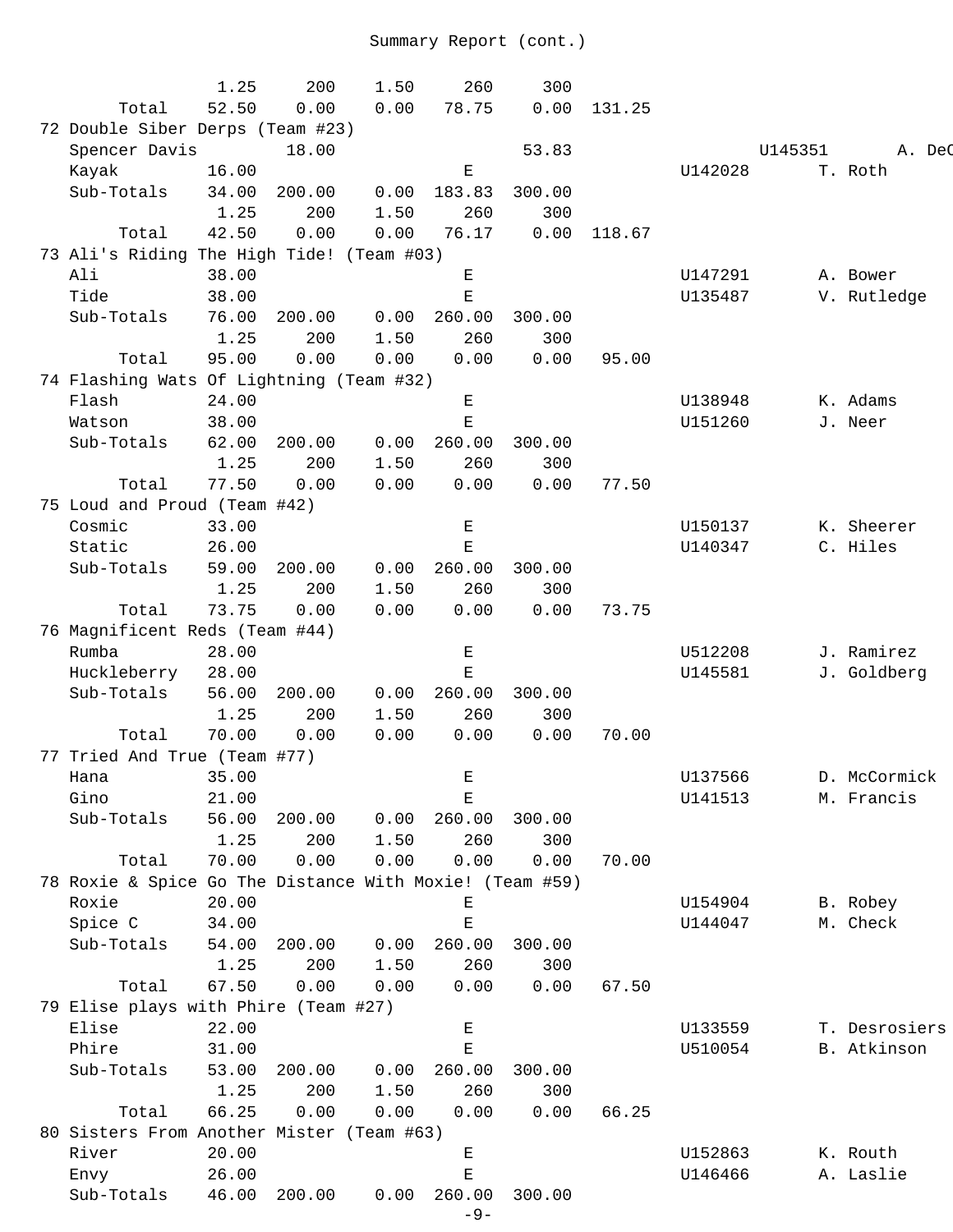## Summary Report (cont.)

| Place / Name | Col 1 | Col 2 | Col 3 | Col 4 | Col 5 | Total | ID | Handler |
|---|---|---|---|---|---|---|---|---|
| | 1.25 | 200 | 1.50 | 260 | 300 | | | |
| Total | 52.50 | 0.00 | 0.00 | 78.75 | 0.00 | 131.25 | | |
| **72 Double Siber Derps (Team #23)** | | | | | | | | |
| Spencer Davis | 18.00 | | | 53.83 | | | U145351 | A. DeC |
| Kayak | 16.00 | | | E | | | U142028 | T. Roth |
| Sub-Totals | 34.00 | 200.00 | 0.00 | 183.83 | 300.00 | | | |
| | 1.25 | 200 | 1.50 | 260 | 300 | | | |
| Total | 42.50 | 0.00 | 0.00 | 76.17 | 0.00 | 118.67 | | |
| **73 Ali's Riding The High Tide! (Team #03)** | | | | | | | | |
| Ali | 38.00 | | | E | | | U147291 | A. Bower |
| Tide | 38.00 | | | E | | | U135487 | V. Rutledge |
| Sub-Totals | 76.00 | 200.00 | 0.00 | 260.00 | 300.00 | | | |
| | 1.25 | 200 | 1.50 | 260 | 300 | | | |
| Total | 95.00 | 0.00 | 0.00 | 0.00 | 0.00 | 95.00 | | |
| **74 Flashing Wats Of Lightning (Team #32)** | | | | | | | | |
| Flash | 24.00 | | | E | | | U138948 | K. Adams |
| Watson | 38.00 | | | E | | | U151260 | J. Neer |
| Sub-Totals | 62.00 | 200.00 | 0.00 | 260.00 | 300.00 | | | |
| | 1.25 | 200 | 1.50 | 260 | 300 | | | |
| Total | 77.50 | 0.00 | 0.00 | 0.00 | 0.00 | 77.50 | | |
| **75 Loud and Proud (Team #42)** | | | | | | | | |
| Cosmic | 33.00 | | | E | | | U150137 | K. Sheerer |
| Static | 26.00 | | | E | | | U140347 | C. Hiles |
| Sub-Totals | 59.00 | 200.00 | 0.00 | 260.00 | 300.00 | | | |
| | 1.25 | 200 | 1.50 | 260 | 300 | | | |
| Total | 73.75 | 0.00 | 0.00 | 0.00 | 0.00 | 73.75 | | |
| **76 Magnificent Reds (Team #44)** | | | | | | | | |
| Rumba | 28.00 | | | E | | | U512208 | J. Ramirez |
| Huckleberry | 28.00 | | | E | | | U145581 | J. Goldberg |
| Sub-Totals | 56.00 | 200.00 | 0.00 | 260.00 | 300.00 | | | |
| | 1.25 | 200 | 1.50 | 260 | 300 | | | |
| Total | 70.00 | 0.00 | 0.00 | 0.00 | 0.00 | 70.00 | | |
| **77 Tried And True (Team #77)** | | | | | | | | |
| Hana | 35.00 | | | E | | | U137566 | D. McCormick |
| Gino | 21.00 | | | E | | | U141513 | M. Francis |
| Sub-Totals | 56.00 | 200.00 | 0.00 | 260.00 | 300.00 | | | |
| | 1.25 | 200 | 1.50 | 260 | 300 | | | |
| Total | 70.00 | 0.00 | 0.00 | 0.00 | 0.00 | 70.00 | | |
| **78 Roxie & Spice Go The Distance With Moxie! (Team #59)** | | | | | | | | |
| Roxie | 20.00 | | | E | | | U154904 | B. Robey |
| Spice C | 34.00 | | | E | | | U144047 | M. Check |
| Sub-Totals | 54.00 | 200.00 | 0.00 | 260.00 | 300.00 | | | |
| | 1.25 | 200 | 1.50 | 260 | 300 | | | |
| Total | 67.50 | 0.00 | 0.00 | 0.00 | 0.00 | 67.50 | | |
| **79 Elise plays with Phire (Team #27)** | | | | | | | | |
| Elise | 22.00 | | | E | | | U133559 | T. Desrosiers |
| Phire | 31.00 | | | E | | | U510054 | B. Atkinson |
| Sub-Totals | 53.00 | 200.00 | 0.00 | 260.00 | 300.00 | | | |
| | 1.25 | 200 | 1.50 | 260 | 300 | | | |
| Total | 66.25 | 0.00 | 0.00 | 0.00 | 0.00 | 66.25 | | |
| **80 Sisters From Another Mister (Team #63)** | | | | | | | | |
| River | 20.00 | | | E | | | U152863 | K. Routh |
| Envy | 26.00 | | | E | | | U146466 | A. Laslie |
| Sub-Totals | 46.00 | 200.00 | 0.00 | 260.00 | 300.00 | | | |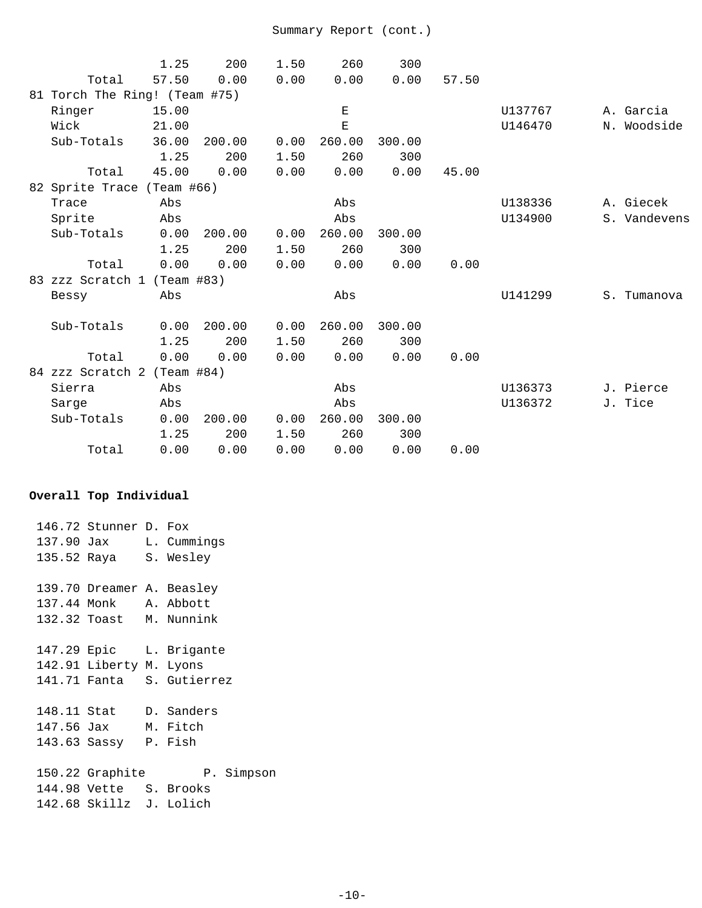| | | | | | | | | | |
|---|---|---|---|---|---|---|---|---|---|
| | 1.25 | 200 | 1.50 | 260 | 300 | | | | |
| Total | 57.50 | 0.00 | 0.00 | 0.00 | 0.00 | 57.50 | | | |
| 81 Torch The Ring! (Team #75) | | | | | | | | | |
| Ringer | 15.00 | | | E | | | | U137767 | A. Garcia |
| Wick | 21.00 | | | E | | | | U146470 | N. Woodside |
| Sub-Totals | 36.00 | 200.00 | 0.00 | 260.00 | 300.00 | | | | |
| | 1.25 | 200 | 1.50 | 260 | 300 | | | | |
| Total | 45.00 | 0.00 | 0.00 | 0.00 | 0.00 | 45.00 | | | |
| 82 Sprite Trace (Team #66) | | | | | | | | | |
| Trace | Abs | | | Abs | | | | U138336 | A. Giecek |
| Sprite | Abs | | | Abs | | | | U134900 | S. Vandevens |
| Sub-Totals | 0.00 | 200.00 | 0.00 | 260.00 | 300.00 | | | | |
| | 1.25 | 200 | 1.50 | 260 | 300 | | | | |
| Total | 0.00 | 0.00 | 0.00 | 0.00 | 0.00 | 0.00 | | | |
| 83 zzz Scratch 1 (Team #83) | | | | | | | | | |
| Bessy | Abs | | | Abs | | | | U141299 | S. Tumanova |
| Sub-Totals | 0.00 | 200.00 | 0.00 | 260.00 | 300.00 | | | | |
| | 1.25 | 200 | 1.50 | 260 | 300 | | | | |
| Total | 0.00 | 0.00 | 0.00 | 0.00 | 0.00 | 0.00 | | | |
| 84 zzz Scratch 2 (Team #84) | | | | | | | | | |
| Sierra | Abs | | | Abs | | | | U136373 | J. Pierce |
| Sarge | Abs | | | Abs | | | | U136372 | J. Tice |
| Sub-Totals | 0.00 | 200.00 | 0.00 | 260.00 | 300.00 | | | | |
| | 1.25 | 200 | 1.50 | 260 | 300 | | | | |
| Total | 0.00 | 0.00 | 0.00 | 0.00 | 0.00 | 0.00 | | | |

**Overall Top Individual**

146.72 Stunner D. Fox
137.90 Jax L. Cummings
135.52 Raya S. Wesley

139.70 Dreamer A. Beasley
137.44 Monk A. Abbott
132.32 Toast M. Nunnink

147.29 Epic L. Brigante
142.91 Liberty M. Lyons
141.71 Fanta S. Gutierrez

148.11 Stat D. Sanders
147.56 Jax M. Fitch
143.63 Sassy P. Fish

150.22 Graphite P. Simpson
144.98 Vette S. Brooks
142.68 Skillz J. Lolich